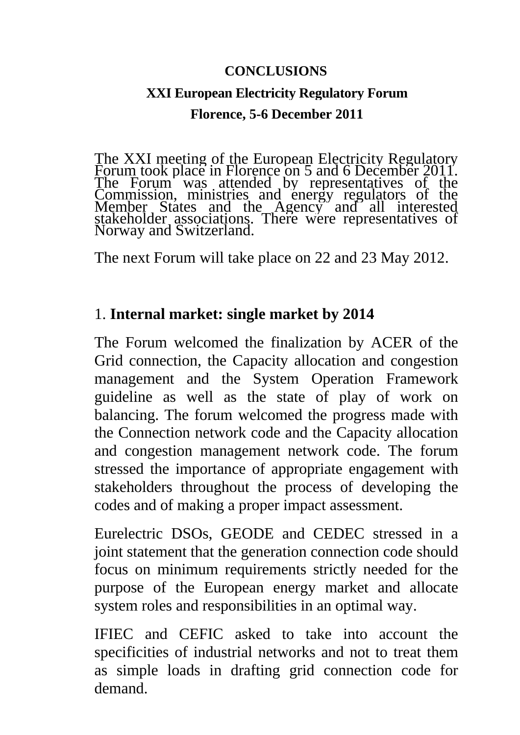**CONCLUSIONS**

**XXI European Electricity Regulatory Forum**

**Florence, 5-6 December 2011**

The XXI meeting of the European Electricity Regulatory Forum took place in Florence on 5 and 6 December 2011. The Forum was attended by representatives of the Commission, ministries and energy regulators of the Member States and the Agency and all interested stakeholder associations. There were representatives of Norway and Switzerland.

The next Forum will take place on 22 and 23 May 2012.

## 1. **Internal market: single market by 2014**

The Forum welcomed the finalization by ACER of the Grid connection, the Capacity allocation and congestion management and the System Operation Framework guideline as well as the state of play of work on balancing. The forum welcomed the progress made with the Connection network code and the Capacity allocation and congestion management network code. The forum stressed the importance of appropriate engagement with stakeholders throughout the process of developing the codes and of making a proper impact assessment.

Eurelectric DSOs, GEODE and CEDEC stressed in a joint statement that the generation connection code should focus on minimum requirements strictly needed for the purpose of the European energy market and allocate system roles and responsibilities in an optimal way.

IFIEC and CEFIC asked to take into account the specificities of industrial networks and not to treat them as simple loads in drafting grid connection code for demand.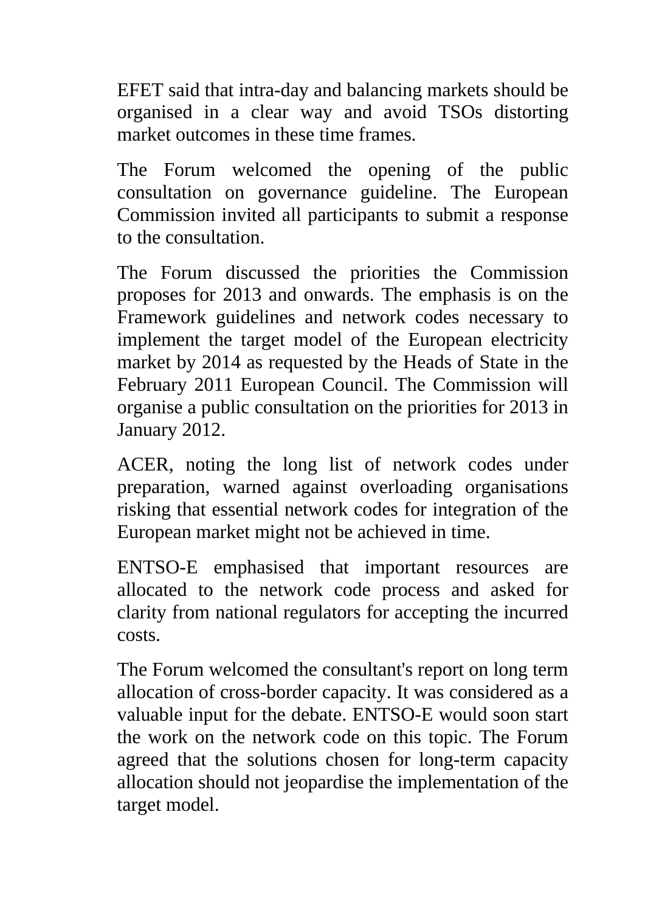EFET said that intra-day and balancing markets should be organised in a clear way and avoid TSOs distorting market outcomes in these time frames.

The Forum welcomed the opening of the public consultation on governance guideline. The European Commission invited all participants to submit a response to the consultation.

The Forum discussed the priorities the Commission proposes for 2013 and onwards. The emphasis is on the Framework guidelines and network codes necessary to implement the target model of the European electricity market by 2014 as requested by the Heads of State in the February 2011 European Council. The Commission will organise a public consultation on the priorities for 2013 in January 2012.

ACER, noting the long list of network codes under preparation, warned against overloading organisations risking that essential network codes for integration of the European market might not be achieved in time.

ENTSO-E emphasised that important resources are allocated to the network code process and asked for clarity from national regulators for accepting the incurred costs.

The Forum welcomed the consultant's report on long term allocation of cross-border capacity. It was considered as a valuable input for the debate. ENTSO-E would soon start the work on the network code on this topic. The Forum agreed that the solutions chosen for long-term capacity allocation should not jeopardise the implementation of the target model.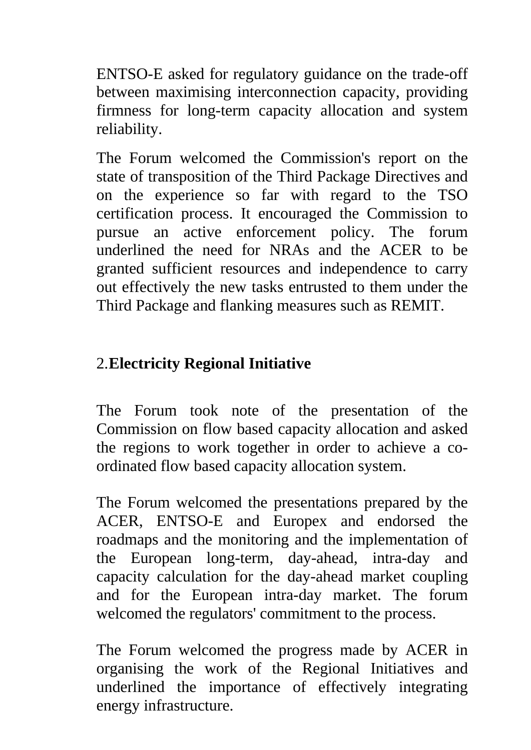ENTSO-E asked for regulatory guidance on the trade-off between maximising interconnection capacity, providing firmness for long-term capacity allocation and system reliability.

The Forum welcomed the Commission's report on the state of transposition of the Third Package Directives and on the experience so far with regard to the TSO certification process. It encouraged the Commission to pursue an active enforcement policy. The forum underlined the need for NRAs and the ACER to be granted sufficient resources and independence to carry out effectively the new tasks entrusted to them under the Third Package and flanking measures such as REMIT.

## 2.**Electricity Regional Initiative**

The Forum took note of the presentation of the Commission on flow based capacity allocation and asked the regions to work together in order to achieve a co-ordinated flow based capacity allocation system.

The Forum welcomed the presentations prepared by the ACER, ENTSO-E and Europex and endorsed the roadmaps and the monitoring and the implementation of the European long-term, day-ahead, intra-day and capacity calculation for the day-ahead market coupling and for the European intra-day market. The forum welcomed the regulators' commitment to the process.

The Forum welcomed the progress made by ACER in organising the work of the Regional Initiatives and underlined the importance of effectively integrating energy infrastructure.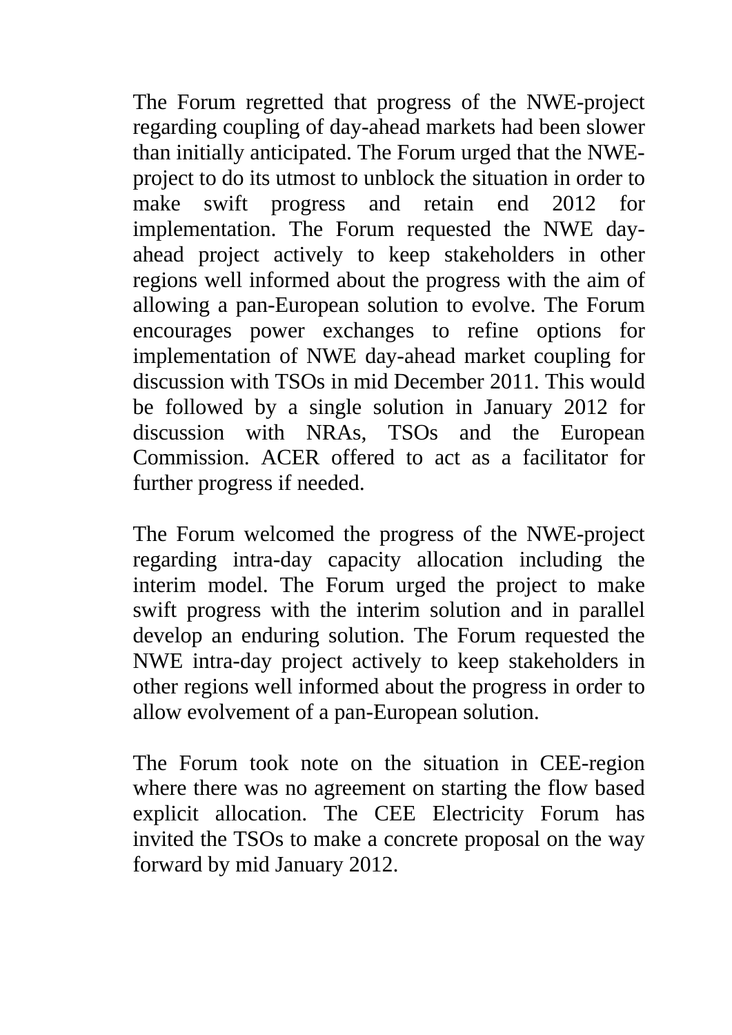The Forum regretted that progress of the NWE-project regarding coupling of day-ahead markets had been slower than initially anticipated. The Forum urged that the NWE-project to do its utmost to unblock the situation in order to make swift progress and retain end 2012 for implementation. The Forum requested the NWE day-ahead project actively to keep stakeholders in other regions well informed about the progress with the aim of allowing a pan-European solution to evolve. The Forum encourages power exchanges to refine options for implementation of NWE day-ahead market coupling for discussion with TSOs in mid December 2011. This would be followed by a single solution in January 2012 for discussion with NRAs, TSOs and the European Commission. ACER offered to act as a facilitator for further progress if needed.

The Forum welcomed the progress of the NWE-project regarding intra-day capacity allocation including the interim model. The Forum urged the project to make swift progress with the interim solution and in parallel develop an enduring solution. The Forum requested the NWE intra-day project actively to keep stakeholders in other regions well informed about the progress in order to allow evolvement of a pan-European solution.

The Forum took note on the situation in CEE-region where there was no agreement on starting the flow based explicit allocation. The CEE Electricity Forum has invited the TSOs to make a concrete proposal on the way forward by mid January 2012.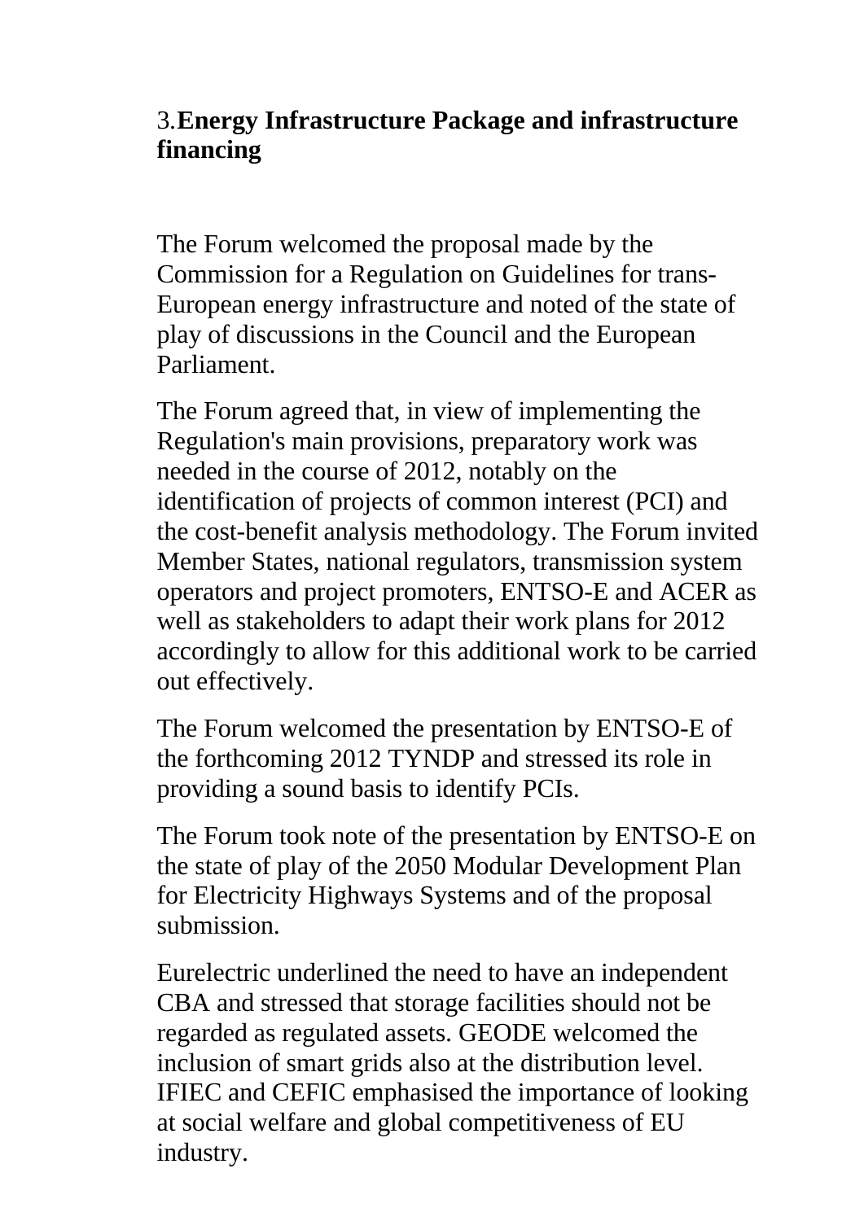## 3. **Energy Infrastructure Package and infrastructure financing**

The Forum welcomed the proposal made by the Commission for a Regulation on Guidelines for trans-European energy infrastructure and noted of the state of play of discussions in the Council and the European Parliament.

The Forum agreed that, in view of implementing the Regulation's main provisions, preparatory work was needed in the course of 2012, notably on the identification of projects of common interest (PCI) and the cost-benefit analysis methodology. The Forum invited Member States, national regulators, transmission system operators and project promoters, ENTSO-E and ACER as well as stakeholders to adapt their work plans for 2012 accordingly to allow for this additional work to be carried out effectively.

The Forum welcomed the presentation by ENTSO-E of the forthcoming 2012 TYNDP and stressed its role in providing a sound basis to identify PCIs.

The Forum took note of the presentation by ENTSO-E on the state of play of the 2050 Modular Development Plan for Electricity Highways Systems and of the proposal submission.

Eurelectric underlined the need to have an independent CBA and stressed that storage facilities should not be regarded as regulated assets. GEODE welcomed the inclusion of smart grids also at the distribution level. IFIEC and CEFIC emphasised the importance of looking at social welfare and global competitiveness of EU industry.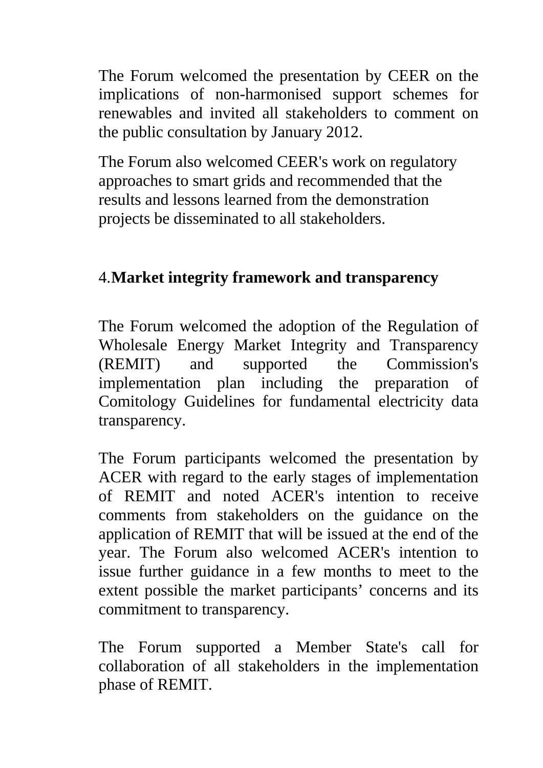The Forum welcomed the presentation by CEER on the implications of non-harmonised support schemes for renewables and invited all stakeholders to comment on the public consultation by January 2012.

The Forum also welcomed CEER's work on regulatory approaches to smart grids and recommended that the results and lessons learned from the demonstration projects be disseminated to all stakeholders.

## 4. **Market integrity framework and transparency**

The Forum welcomed the adoption of the Regulation of Wholesale Energy Market Integrity and Transparency (REMIT) and supported the Commission's implementation plan including the preparation of Comitology Guidelines for fundamental electricity data transparency.

The Forum participants welcomed the presentation by ACER with regard to the early stages of implementation of REMIT and noted ACER's intention to receive comments from stakeholders on the guidance on the application of REMIT that will be issued at the end of the year. The Forum also welcomed ACER's intention to issue further guidance in a few months to meet to the extent possible the market participants' concerns and its commitment to transparency.

The Forum supported a Member State's call for collaboration of all stakeholders in the implementation phase of REMIT.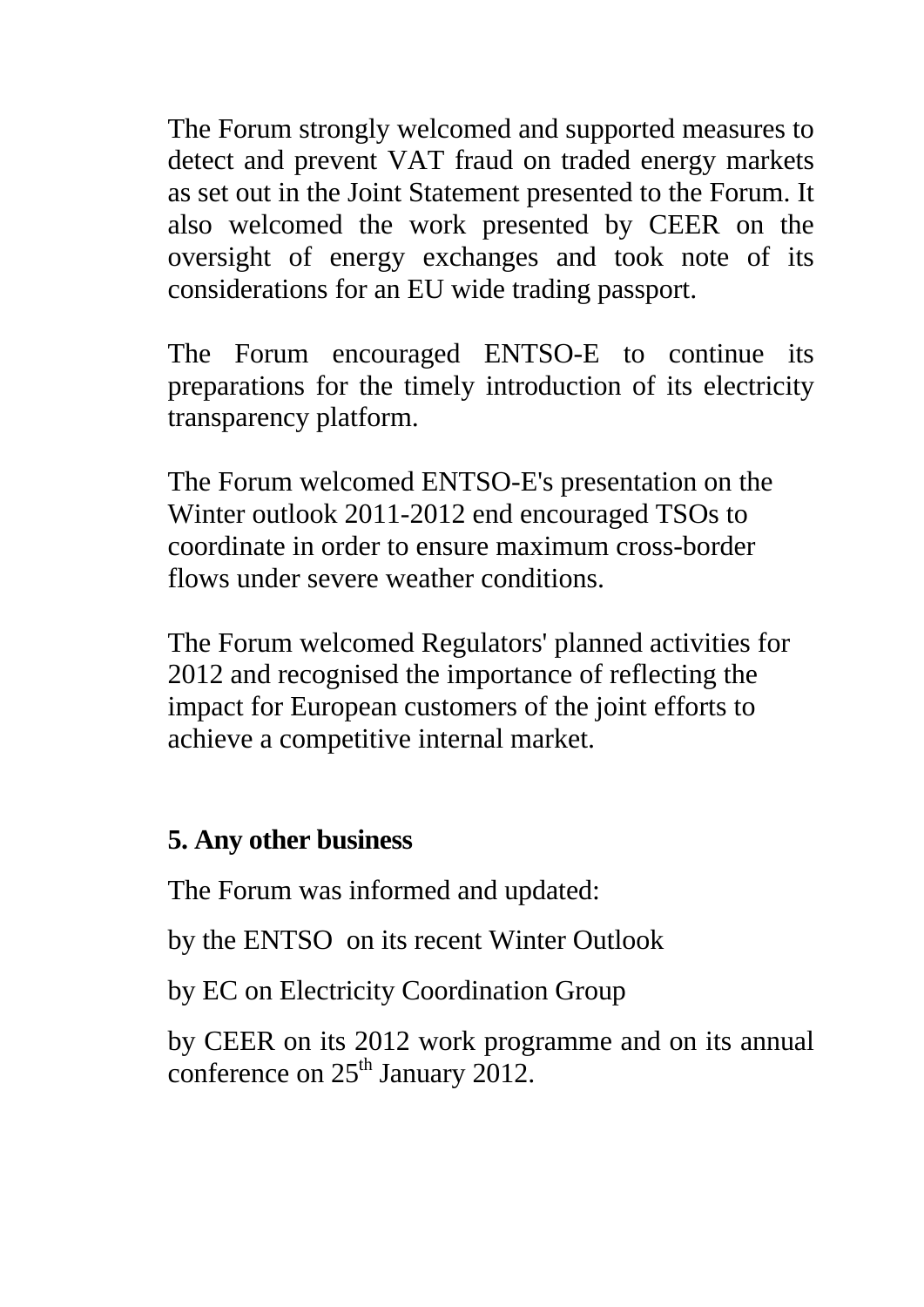The Forum strongly welcomed and supported measures to detect and prevent VAT fraud on traded energy markets as set out in the Joint Statement presented to the Forum. It also welcomed the work presented by CEER on the oversight of energy exchanges and took note of its considerations for an EU wide trading passport.

The Forum encouraged ENTSO-E to continue its preparations for the timely introduction of its electricity transparency platform.

The Forum welcomed ENTSO-E's presentation on the Winter outlook 2011-2012 end encouraged TSOs to coordinate in order to ensure maximum cross-border flows under severe weather conditions.

The Forum welcomed Regulators' planned activities for 2012 and recognised the importance of reflecting the impact for European customers of the joint efforts to achieve a competitive internal market.

## 5. Any other business

The Forum was informed and updated:

by the ENTSO on its recent Winter Outlook

by EC on Electricity Coordination Group

by CEER on its 2012 work programme and on its annual conference on 25th January 2012.